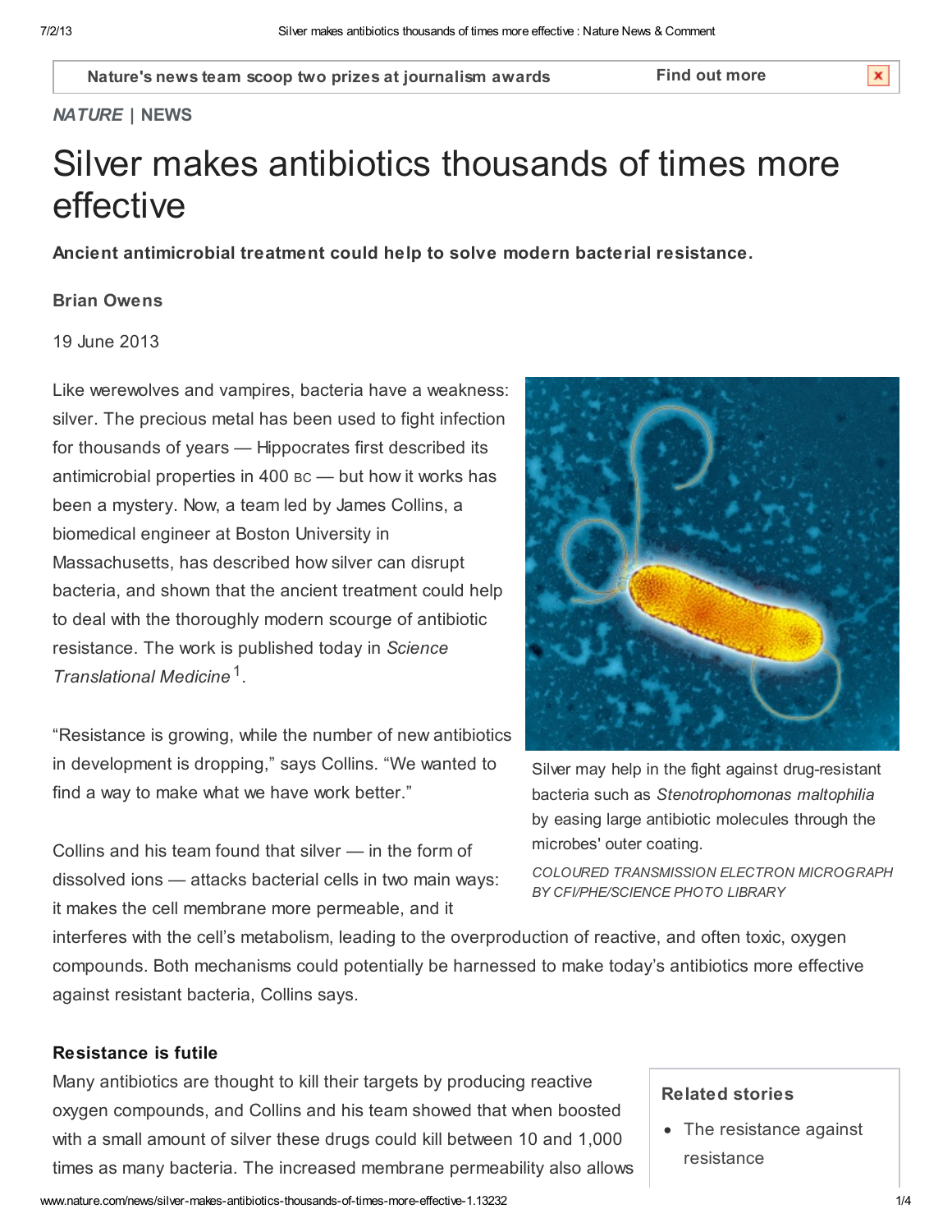Nature's news team scoop two prizes at journalism awards Find out more

*NATURE* | NEWS

# Silver makes antibiotics thousands of times more effective

**Ancient antimicrobial treatment could help to solve modern bacterial resistance.**

**Brian Owens**

19 June 2013

Like werewolves and vampires, bacteria have a weakness: silver. The precious metal has been used to fight infection for thousands of years — Hippocrates first described its antimicrobial properties in 400 BC — but how it works has been a mystery. Now, a team led by James Collins, a biomedical engineer at Boston University in Massachusetts, has described how silver can disrupt bacteria, and shown that the ancient treatment could help to deal with the thoroughly modern scourge of antibiotic resistance. The work is published today in *Science Translational Medicine*[1].

Silver may help in the fight against drug-resistant bacteria such as *Stenotrophomonas maltophilia* by easing large antibiotic molecules through the microbes' outer coating.

*COLOURED TRANSMISSION ELECTRON MICROGRAPH BY CFI/PHE/SCIENCE PHOTO LIBRARY*

"Resistance is growing, while the number of new antibiotics in development is dropping," says Collins. "We wanted to find a way to make what we have work better."

Collins and his team found that silver — in the form of dissolved ions — attacks bacterial cells in two main ways: it makes the cell membrane more permeable, and it interferes with the cell's metabolism, leading to the overproduction of reactive, and often toxic, oxygen compounds. Both mechanisms could potentially be harnessed to make today's antibiotics more effective against resistant bacteria, Collins says.

### Resistance is futile

Many antibiotics are thought to kill their targets by producing reactive oxygen compounds, and Collins and his team showed that when boosted with a small amount of silver these drugs could kill between 10 and 1,000 times as many bacteria. The increased membrane permeability also allows

**Related stories**

- The resistance against resistance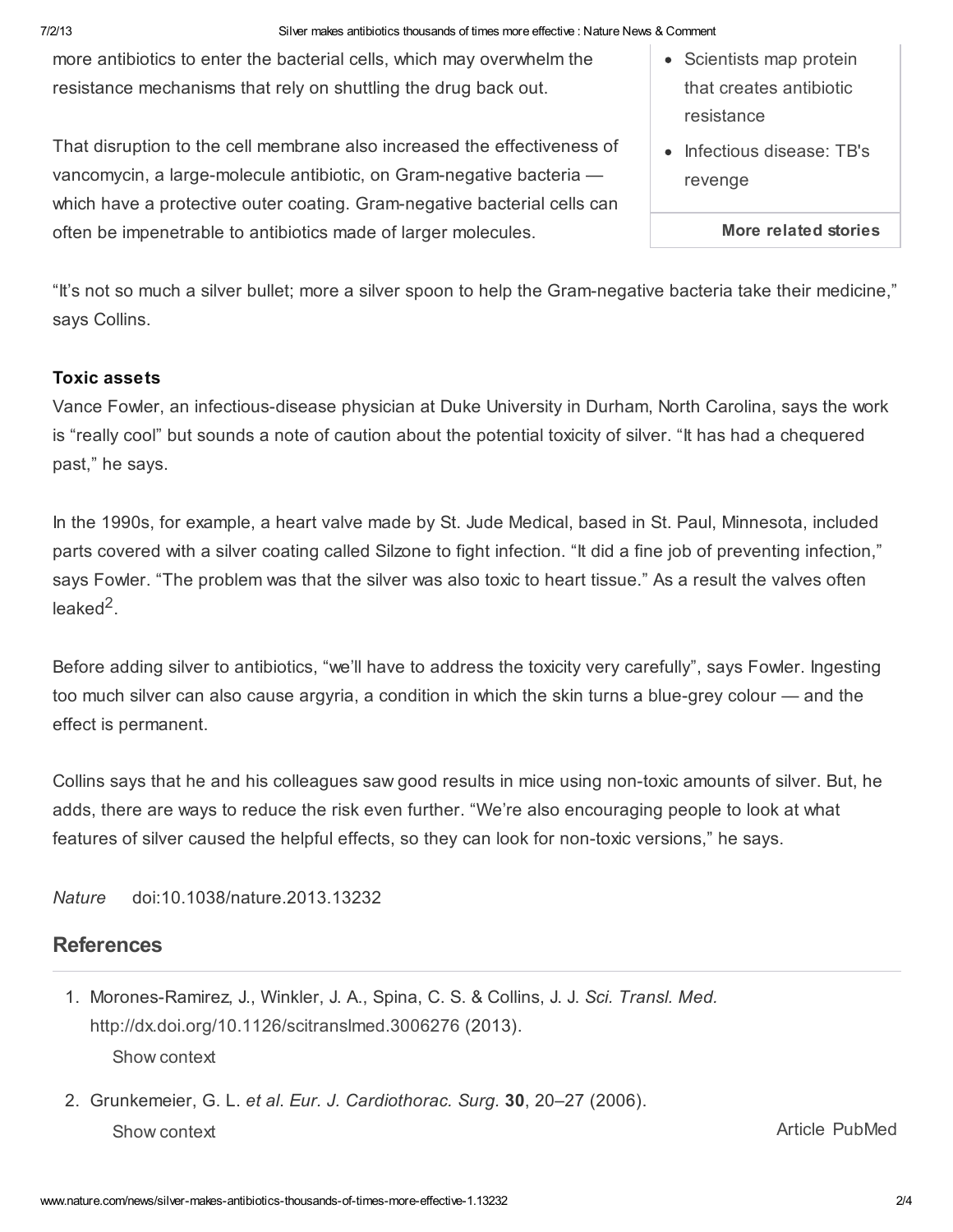more antibiotics to enter the bacterial cells, which may overwhelm the resistance mechanisms that rely on shuttling the drug back out.

That disruption to the cell membrane also increased the effectiveness of vancomycin, a large-molecule antibiotic, on Gram-negative bacteria — which have a protective outer coating. Gram-negative bacterial cells can often be impenetrable to antibiotics made of larger molecules.

- Scientists map protein that creates antibiotic resistance
- Infectious disease: TB's revenge

**More related stories**

“It’s not so much a silver bullet; more a silver spoon to help the Gram-negative bacteria take their medicine,” says Collins.

**Toxic assets**

Vance Fowler, an infectious-disease physician at Duke University in Durham, North Carolina, says the work is “really cool” but sounds a note of caution about the potential toxicity of silver. “It has had a chequered past,” he says.

In the 1990s, for example, a heart valve made by St. Jude Medical, based in St. Paul, Minnesota, included parts covered with a silver coating called Silzone to fight infection. “It did a fine job of preventing infection,” says Fowler. “The problem was that the silver was also toxic to heart tissue.” As a result the valves often leaked[2].

Before adding silver to antibiotics, “we’ll have to address the toxicity very carefully”, says Fowler. Ingesting too much silver can also cause argyria, a condition in which the skin turns a blue-grey colour — and the effect is permanent.

Collins says that he and his colleagues saw good results in mice using non-toxic amounts of silver. But, he adds, there are ways to reduce the risk even further. “We’re also encouraging people to look at what features of silver caused the helpful effects, so they can look for non-toxic versions,” he says.

*Nature* doi:10.1038/nature.2013.13232

## References

1. Morones-Ramirez, J., Winkler, J. A., Spina, C. S. & Collins, J. J. *Sci. Transl. Med.* http://dx.doi.org/10.1126/scitranslmed.3006276 (2013).
   Show context
2. Grunkemeier, G. L. *et al*. *Eur. J. Cardiothorac. Surg.* **30**, 20–27 (2006).
   Show context
   Article PubMed